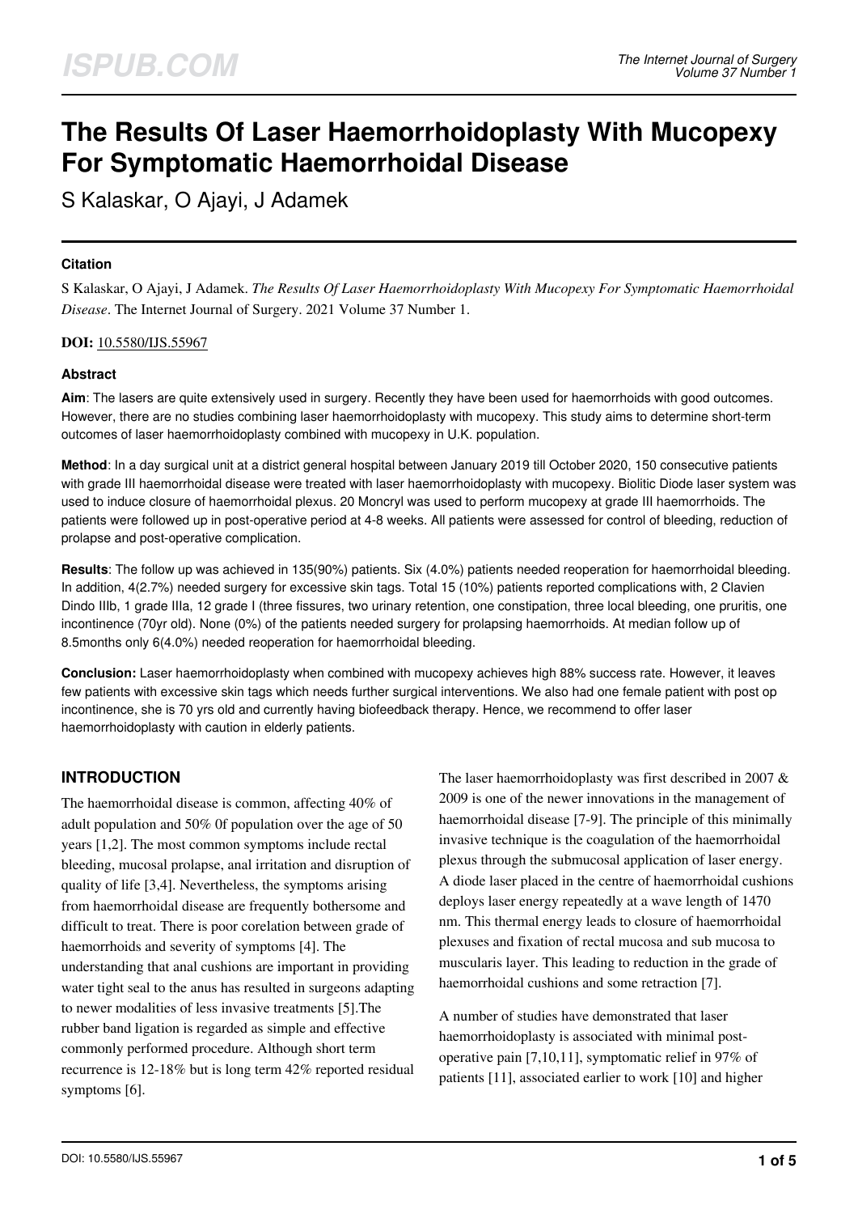# The Results Of Laser Haemorrhoidoplasty With Mucopexy For Symptomatic Haemorrhoidal Disease

S Kalaskar, O Ajayi, J Adamek

### Citation

S Kalaskar, O Ajayi, J Adamek. *The Results Of Laser Haemorrhoidoplasty With Mucopexy For Symptomatic Haemorrhoidal Disease*. The Internet Journal of Surgery. 2021 Volume 37 Number 1.

**DOI:** 10.5580/IJS.55967

### Abstract

**Aim**: The lasers are quite extensively used in surgery. Recently they have been used for haemorrhoids with good outcomes. However, there are no studies combining laser haemorrhoidoplasty with mucopexy. This study aims to determine short-term outcomes of laser haemorrhoidoplasty combined with mucopexy in U.K. population.

**Method**: In a day surgical unit at a district general hospital between January 2019 till October 2020, 150 consecutive patients with grade III haemorrhoidal disease were treated with laser haemorrhoidoplasty with mucopexy. Biolitic Diode laser system was used to induce closure of haemorrhoidal plexus. 20 Moncryl was used to perform mucopexy at grade III haemorrhoids. The patients were followed up in post-operative period at 4-8 weeks. All patients were assessed for control of bleeding, reduction of prolapse and post-operative complication.

**Results**: The follow up was achieved in 135(90%) patients. Six (4.0%) patients needed reoperation for haemorrhoidal bleeding. In addition, 4(2.7%) needed surgery for excessive skin tags. Total 15 (10%) patients reported complications with, 2 Clavien Dindo IIIb, 1 grade IIIa, 12 grade I (three fissures, two urinary retention, one constipation, three local bleeding, one pruritis, one incontinence (70yr old). None (0%) of the patients needed surgery for prolapsing haemorrhoids. At median follow up of 8.5months only 6(4.0%) needed reoperation for haemorrhoidal bleeding.

**Conclusion:** Laser haemorrhoidoplasty when combined with mucopexy achieves high 88% success rate. However, it leaves few patients with excessive skin tags which needs further surgical interventions. We also had one female patient with post op incontinence, she is 70 yrs old and currently having biofeedback therapy. Hence, we recommend to offer laser haemorrhoidoplasty with caution in elderly patients.

## INTRODUCTION

The haemorrhoidal disease is common, affecting 40% of adult population and 50% 0f population over the age of 50 years [1,2]. The most common symptoms include rectal bleeding, mucosal prolapse, anal irritation and disruption of quality of life [3,4]. Nevertheless, the symptoms arising from haemorrhoidal disease are frequently bothersome and difficult to treat. There is poor corelation between grade of haemorrhoids and severity of symptoms [4]. The understanding that anal cushions are important in providing water tight seal to the anus has resulted in surgeons adapting to newer modalities of less invasive treatments [5].The rubber band ligation is regarded as simple and effective commonly performed procedure. Although short term recurrence is 12-18% but is long term 42% reported residual symptoms [6].

The laser haemorrhoidoplasty was first described in 2007 & 2009 is one of the newer innovations in the management of haemorrhoidal disease [7-9]. The principle of this minimally invasive technique is the coagulation of the haemorrhoidal plexus through the submucosal application of laser energy. A diode laser placed in the centre of haemorrhoidal cushions deploys laser energy repeatedly at a wave length of 1470 nm. This thermal energy leads to closure of haemorrhoidal plexuses and fixation of rectal mucosa and sub mucosa to muscularis layer. This leading to reduction in the grade of haemorrhoidal cushions and some retraction [7].

A number of studies have demonstrated that laser haemorrhoidoplasty is associated with minimal post-operative pain [7,10,11], symptomatic relief in 97% of patients [11], associated earlier to work [10] and higher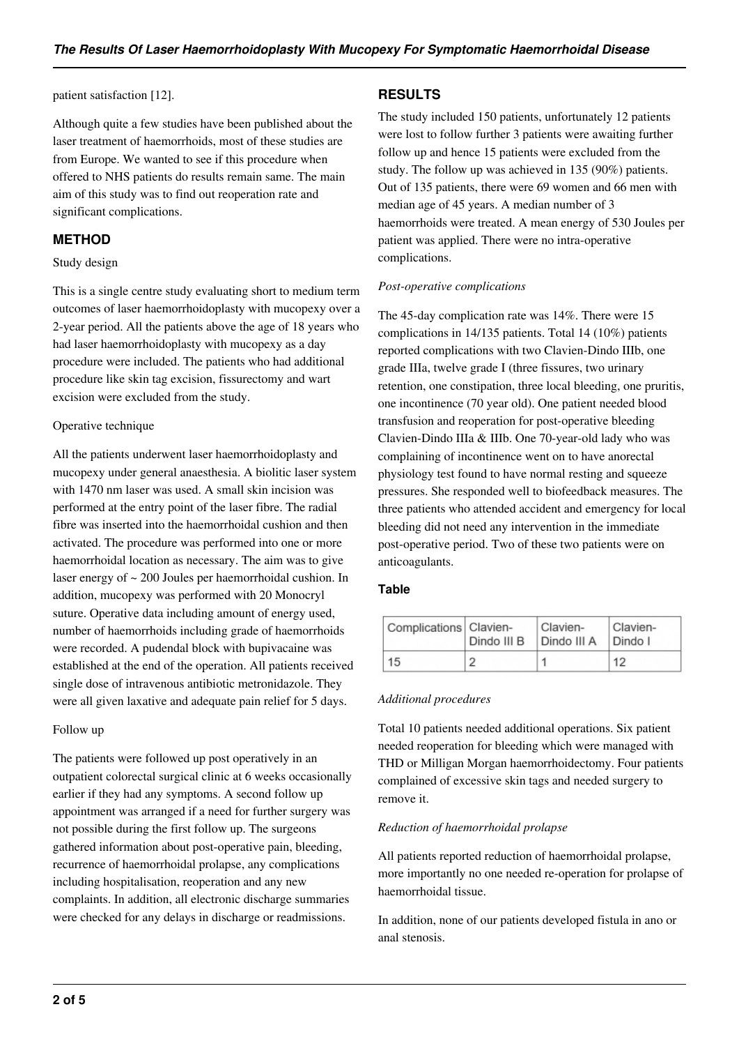patient satisfaction [12].

Although quite a few studies have been published about the laser treatment of haemorrhoids, most of these studies are from Europe. We wanted to see if this procedure when offered to NHS patients do results remain same. The main aim of this study was to find out reoperation rate and significant complications.

## METHOD

Study design

This is a single centre study evaluating short to medium term outcomes of laser haemorrhoidoplasty with mucopexy over a 2-year period. All the patients above the age of 18 years who had laser haemorrhoidoplasty with mucopexy as a day procedure were included. The patients who had additional procedure like skin tag excision, fissurectomy and wart excision were excluded from the study.

Operative technique

All the patients underwent laser haemorrhoidoplasty and mucopexy under general anaesthesia. A biolitic laser system with 1470 nm laser was used. A small skin incision was performed at the entry point of the laser fibre. The radial fibre was inserted into the haemorrhoidal cushion and then activated. The procedure was performed into one or more haemorrhoidal location as necessary. The aim was to give laser energy of ~ 200 Joules per haemorrhoidal cushion. In addition, mucopexy was performed with 20 Monocryl suture. Operative data including amount of energy used, number of haemorrhoids including grade of haemorrhoids were recorded. A pudendal block with bupivacaine was established at the end of the operation. All patients received single dose of intravenous antibiotic metronidazole. They were all given laxative and adequate pain relief for 5 days.

Follow up

The patients were followed up post operatively in an outpatient colorectal surgical clinic at 6 weeks occasionally earlier if they had any symptoms. A second follow up appointment was arranged if a need for further surgery was not possible during the first follow up. The surgeons gathered information about post-operative pain, bleeding, recurrence of haemorrhoidal prolapse, any complications including hospitalisation, reoperation and any new complaints. In addition, all electronic discharge summaries were checked for any delays in discharge or readmissions.

## RESULTS

The study included 150 patients, unfortunately 12 patients were lost to follow further 3 patients were awaiting further follow up and hence 15 patients were excluded from the study. The follow up was achieved in 135 (90%) patients. Out of 135 patients, there were 69 women and 66 men with median age of 45 years. A median number of 3 haemorrhoids were treated. A mean energy of 530 Joules per patient was applied. There were no intra-operative complications.

*Post-operative complications*

The 45-day complication rate was 14%. There were 15 complications in 14/135 patients. Total 14 (10%) patients reported complications with two Clavien-Dindo IIIb, one grade IIIa, twelve grade I (three fissures, two urinary retention, one constipation, three local bleeding, one pruritis, one incontinence (70 year old). One patient needed blood transfusion and reoperation for post-operative bleeding Clavien-Dindo IIIa & IIIb. One 70-year-old lady who was complaining of incontinence went on to have anorectal physiology test found to have normal resting and squeeze pressures. She responded well to biofeedback measures. The three patients who attended accident and emergency for local bleeding did not need any intervention in the immediate post-operative period. Two of these two patients were on anticoagulants.

### Table

| Complications | Clavien-Dindo III B | Clavien-Dindo III A | Clavien-Dindo I |
|---|---|---|---|
| 15 | 2 | 1 | 12 |

*Additional procedures*

Total 10 patients needed additional operations. Six patient needed reoperation for bleeding which were managed with THD or Milligan Morgan haemorrhoidectomy. Four patients complained of excessive skin tags and needed surgery to remove it.

*Reduction of haemorrhoidal prolapse*

All patients reported reduction of haemorrhoidal prolapse, more importantly no one needed re-operation for prolapse of haemorrhoidal tissue.

In addition, none of our patients developed fistula in ano or anal stenosis.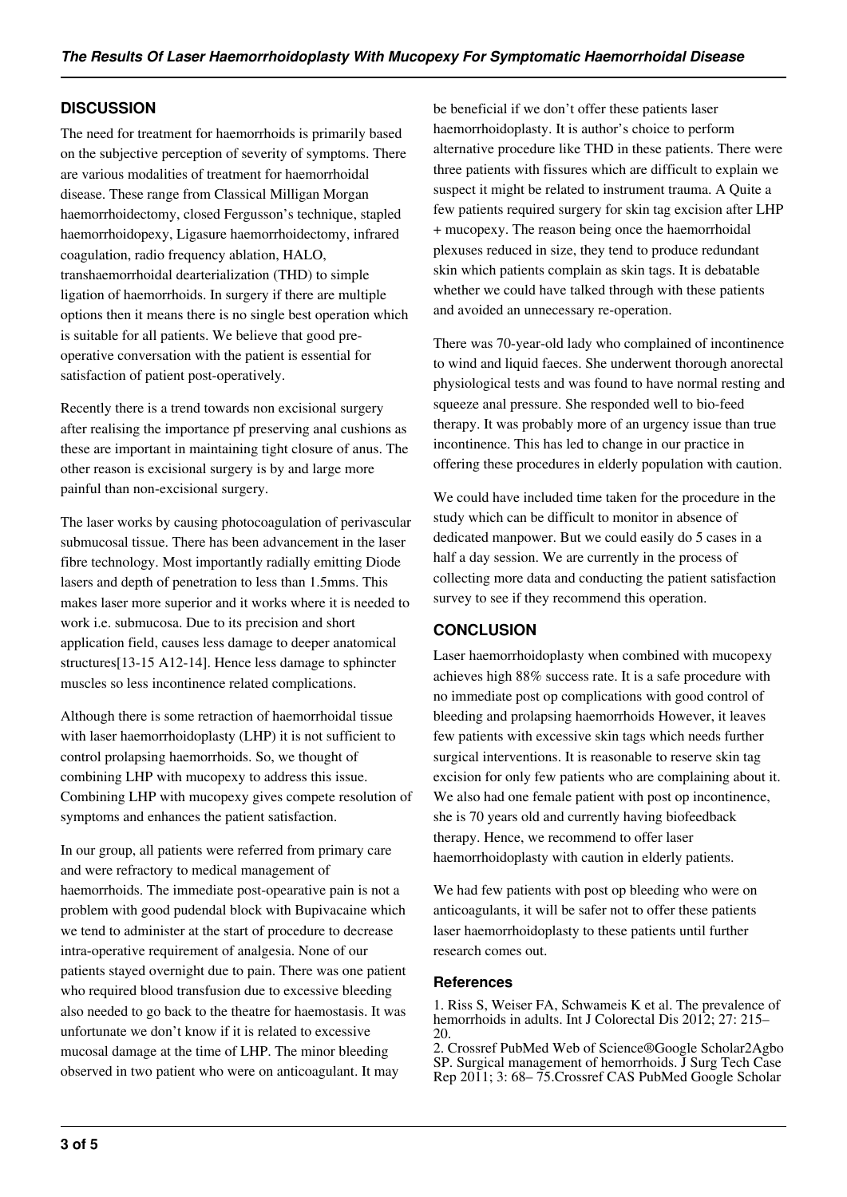## DISCUSSION

The need for treatment for haemorrhoids is primarily based on the subjective perception of severity of symptoms. There are various modalities of treatment for haemorrhoidal disease. These range from Classical Milligan Morgan haemorrhoidectomy, closed Fergusson's technique, stapled haemorrhoidopexy, Ligasure haemorrhoidectomy, infrared coagulation, radio frequency ablation, HALO, transhaemorrhoidal dearterialization (THD) to simple ligation of haemorrhoids. In surgery if there are multiple options then it means there is no single best operation which is suitable for all patients. We believe that good pre-operative conversation with the patient is essential for satisfaction of patient post-operatively.

Recently there is a trend towards non excisional surgery after realising the importance pf preserving anal cushions as these are important in maintaining tight closure of anus. The other reason is excisional surgery is by and large more painful than non-excisional surgery.

The laser works by causing photocoagulation of perivascular submucosal tissue. There has been advancement in the laser fibre technology. Most importantly radially emitting Diode lasers and depth of penetration to less than 1.5mms. This makes laser more superior and it works where it is needed to work i.e. submucosa. Due to its precision and short application field, causes less damage to deeper anatomical structures[13-15 A12-14]. Hence less damage to sphincter muscles so less incontinence related complications.

Although there is some retraction of haemorrhoidal tissue with laser haemorrhoidoplasty (LHP) it is not sufficient to control prolapsing haemorrhoids. So, we thought of combining LHP with mucopexy to address this issue. Combining LHP with mucopexy gives compete resolution of symptoms and enhances the patient satisfaction.

In our group, all patients were referred from primary care and were refractory to medical management of haemorrhoids. The immediate post-opearative pain is not a problem with good pudendal block with Bupivacaine which we tend to administer at the start of procedure to decrease intra-operative requirement of analgesia. None of our patients stayed overnight due to pain. There was one patient who required blood transfusion due to excessive bleeding also needed to go back to the theatre for haemostasis. It was unfortunate we don't know if it is related to excessive mucosal damage at the time of LHP. The minor bleeding observed in two patient who were on anticoagulant. It may be beneficial if we don't offer these patients laser haemorrhoidoplasty. It is author's choice to perform alternative procedure like THD in these patients. There were three patients with fissures which are difficult to explain we suspect it might be related to instrument trauma. A Quite a few patients required surgery for skin tag excision after LHP + mucopexy. The reason being once the haemorrhoidal plexuses reduced in size, they tend to produce redundant skin which patients complain as skin tags. It is debatable whether we could have talked through with these patients and avoided an unnecessary re-operation.

There was 70-year-old lady who complained of incontinence to wind and liquid faeces. She underwent thorough anorectal physiological tests and was found to have normal resting and squeeze anal pressure. She responded well to bio-feed therapy. It was probably more of an urgency issue than true incontinence. This has led to change in our practice in offering these procedures in elderly population with caution.

We could have included time taken for the procedure in the study which can be difficult to monitor in absence of dedicated manpower. But we could easily do 5 cases in a half a day session. We are currently in the process of collecting more data and conducting the patient satisfaction survey to see if they recommend this operation.

## CONCLUSION

Laser haemorrhoidoplasty when combined with mucopexy achieves high 88% success rate. It is a safe procedure with no immediate post op complications with good control of bleeding and prolapsing haemorrhoids However, it leaves few patients with excessive skin tags which needs further surgical interventions. It is reasonable to reserve skin tag excision for only few patients who are complaining about it. We also had one female patient with post op incontinence, she is 70 years old and currently having biofeedback therapy. Hence, we recommend to offer laser haemorrhoidoplasty with caution in elderly patients.

We had few patients with post op bleeding who were on anticoagulants, it will be safer not to offer these patients laser haemorrhoidoplasty to these patients until further research comes out.

### References

1. Riss S, Weiser FA, Schwameis K et al. The prevalence of hemorrhoids in adults. Int J Colorectal Dis 2012; 27: 215–20.
2. Crossref PubMed Web of Science®Google Scholar2Agbo SP. Surgical management of hemorrhoids. J Surg Tech Case Rep 2011; 3: 68– 75.Crossref CAS PubMed Google Scholar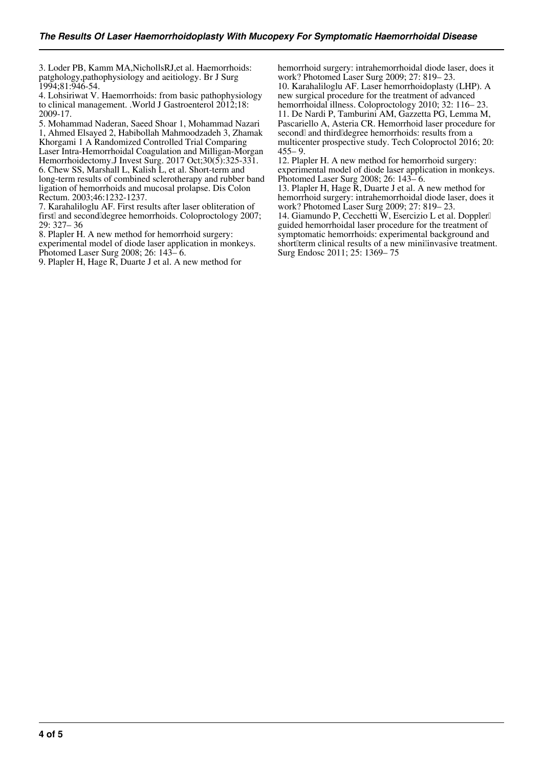3. Loder PB, Kamm MA,NichollsRJ,et al. Haemorrhoids: patghology,pathophysiology and aeitiology. Br J Surg 1994;81:946-54.

4. Lohsiriwat V. Haemorrhoids: from basic pathophysiology to clinical management. .World J Gastroenterol 2012;18: 2009-17.

5. Mohammad Naderan, Saeed Shoar 1, Mohammad Nazari 1, Ahmed Elsayed 2, Habibollah Mahmoodzadeh 3, Zhamak Khorgami 1 A Randomized Controlled Trial Comparing Laser Intra-Hemorrhoidal Coagulation and Milligan-Morgan Hemorrhoidectomy.J Invest Surg. 2017 Oct;30(5):325-331.

6. Chew SS, Marshall L, Kalish L, et al. Short-term and long-term results of combined sclerotherapy and rubber band ligation of hemorrhoids and mucosal prolapse. Dis Colon Rectum. 2003;46:1232-1237.

7. Karahaliloglu AF. First results after laser obliteration of first and second degree hemorrhoids. Coloproctology 2007; 29: 327– 36

8. Plapler H. A new method for hemorrhoid surgery: experimental model of diode laser application in monkeys. Photomed Laser Surg 2008; 26: 143– 6.

9. Plapler H, Hage R, Duarte J et al. A new method for hemorrhoid surgery: intrahemorrhoidal diode laser, does it work? Photomed Laser Surg 2009; 27: 819– 23.

10. Karahaliloglu AF. Laser hemorrhoidoplasty (LHP). A new surgical procedure for the treatment of advanced hemorrhoidal illness. Coloproctology 2010; 32: 116– 23.

11. De Nardi P, Tamburini AM, Gazzetta PG, Lemma M, Pascariello A, Asteria CR. Hemorrhoid laser procedure for second and third degree hemorrhoids: results from a multicenter prospective study. Tech Coloproctol 2016; 20: 455– 9.

12. Plapler H. A new method for hemorrhoid surgery: experimental model of diode laser application in monkeys. Photomed Laser Surg 2008; 26: 143– 6.

13. Plapler H, Hage R, Duarte J et al. A new method for hemorrhoid surgery: intrahemorrhoidal diode laser, does it work? Photomed Laser Surg 2009; 27: 819– 23.

14. Giamundo P, Cecchetti W, Esercizio L et al. Doppler guided hemorrhoidal laser procedure for the treatment of symptomatic hemorrhoids: experimental background and short term clinical results of a new mini invasive treatment. Surg Endosc 2011; 25: 1369– 75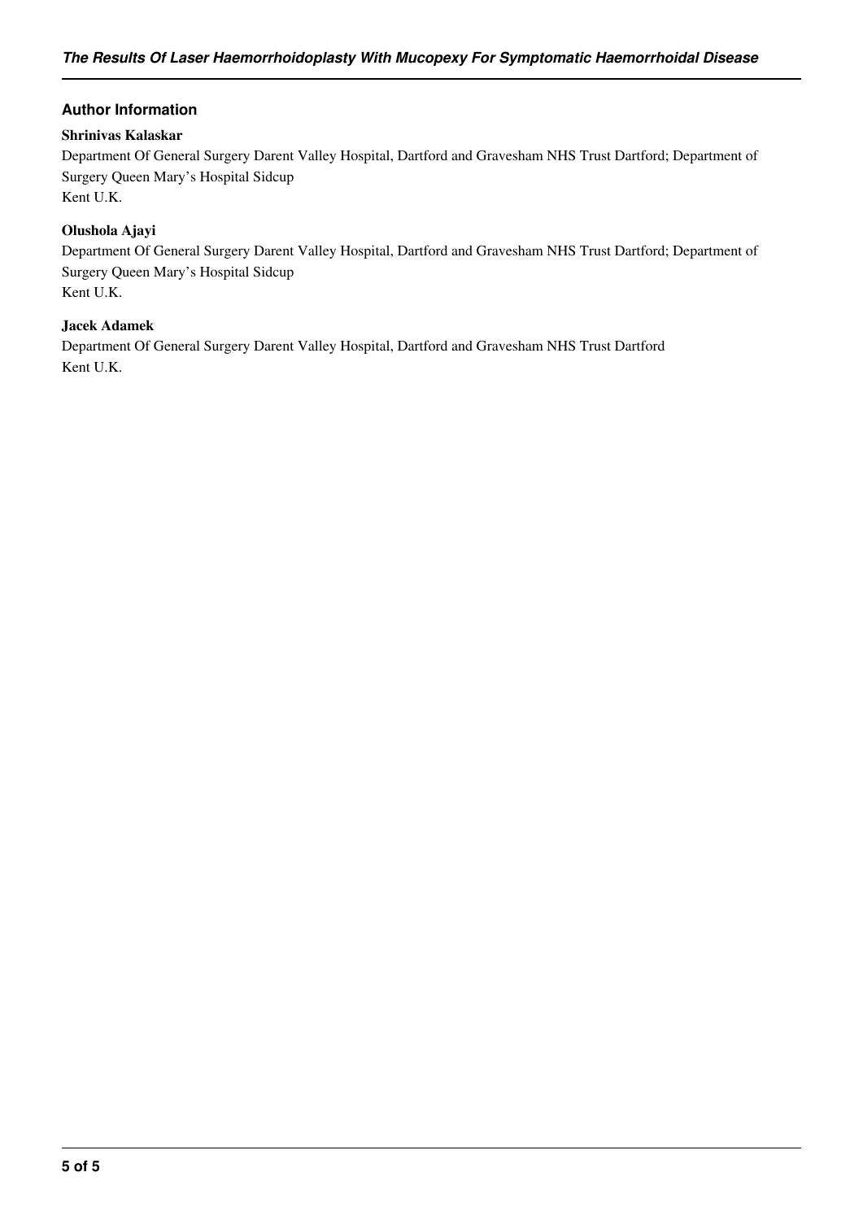## Author Information

**Shrinivas Kalaskar**

Department Of General Surgery Darent Valley Hospital, Dartford and Gravesham NHS Trust Dartford; Department of Surgery Queen Mary's Hospital Sidcup
Kent U.K.

**Olushola Ajayi**

Department Of General Surgery Darent Valley Hospital, Dartford and Gravesham NHS Trust Dartford; Department of Surgery Queen Mary's Hospital Sidcup
Kent U.K.

**Jacek Adamek**

Department Of General Surgery Darent Valley Hospital, Dartford and Gravesham NHS Trust Dartford
Kent U.K.